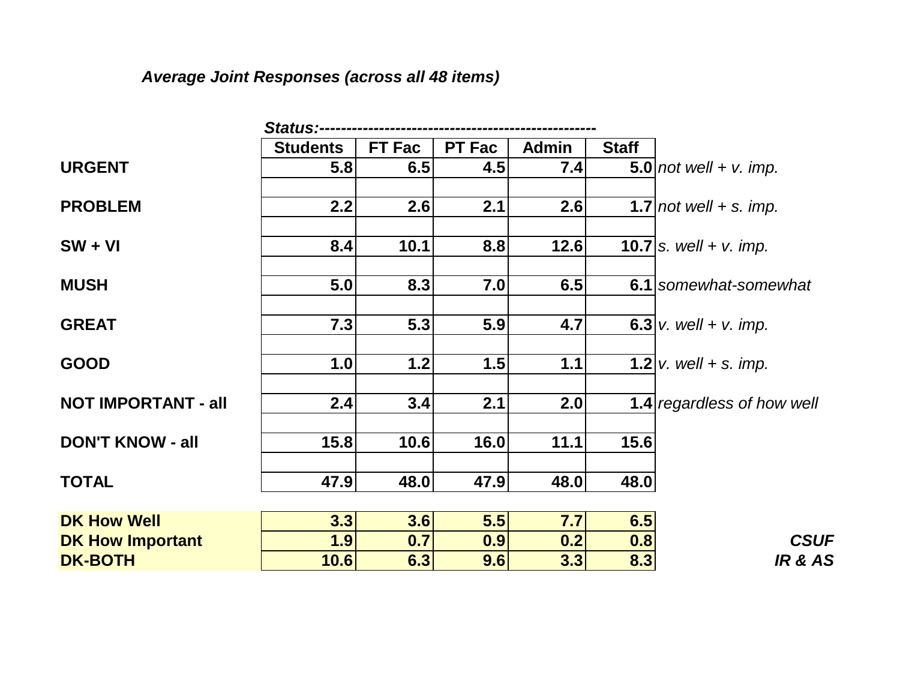*Average Joint Responses (across all 48 items)*

| | *Status:* | | | | | |
|---|---|---|---|---|---|---|
| | **Students** | **FT Fac** | **PT Fac** | **Admin** | **Staff** | |
| **URGENT** | **5.8** | **6.5** | **4.5** | **7.4** | **5.0** | *not well + v. imp.* |
| **PROBLEM** | **2.2** | **2.6** | **2.1** | **2.6** | **1.7** | *not well + s. imp.* |
| **SW + VI** | **8.4** | **10.1** | **8.8** | **12.6** | **10.7** | *s. well + v. imp.* |
| **MUSH** | **5.0** | **8.3** | **7.0** | **6.5** | **6.1** | *somewhat-somewhat* |
| **GREAT** | **7.3** | **5.3** | **5.9** | **4.7** | **6.3** | *v. well + v. imp.* |
| **GOOD** | **1.0** | **1.2** | **1.5** | **1.1** | **1.2** | *v. well + s. imp.* |
| **NOT IMPORTANT - all** | **2.4** | **3.4** | **2.1** | **2.0** | **1.4** | *regardless of how well* |
| **DON'T KNOW - all** | **15.8** | **10.6** | **16.0** | **11.1** | **15.6** | |
| **TOTAL** | **47.9** | **48.0** | **47.9** | **48.0** | **48.0** | |

| | Students | FT Fac | PT Fac | Admin | Staff |
|---|---|---|---|---|---|
| **DK How Well** | **3.3** | **3.6** | **5.5** | **7.7** | **6.5** |
| **DK How Important** | **1.9** | **0.7** | **0.9** | **0.2** | **0.8** |
| **DK-BOTH** | **10.6** | **6.3** | **9.6** | **3.3** | **8.3** |

***CSUF***
***IR & AS***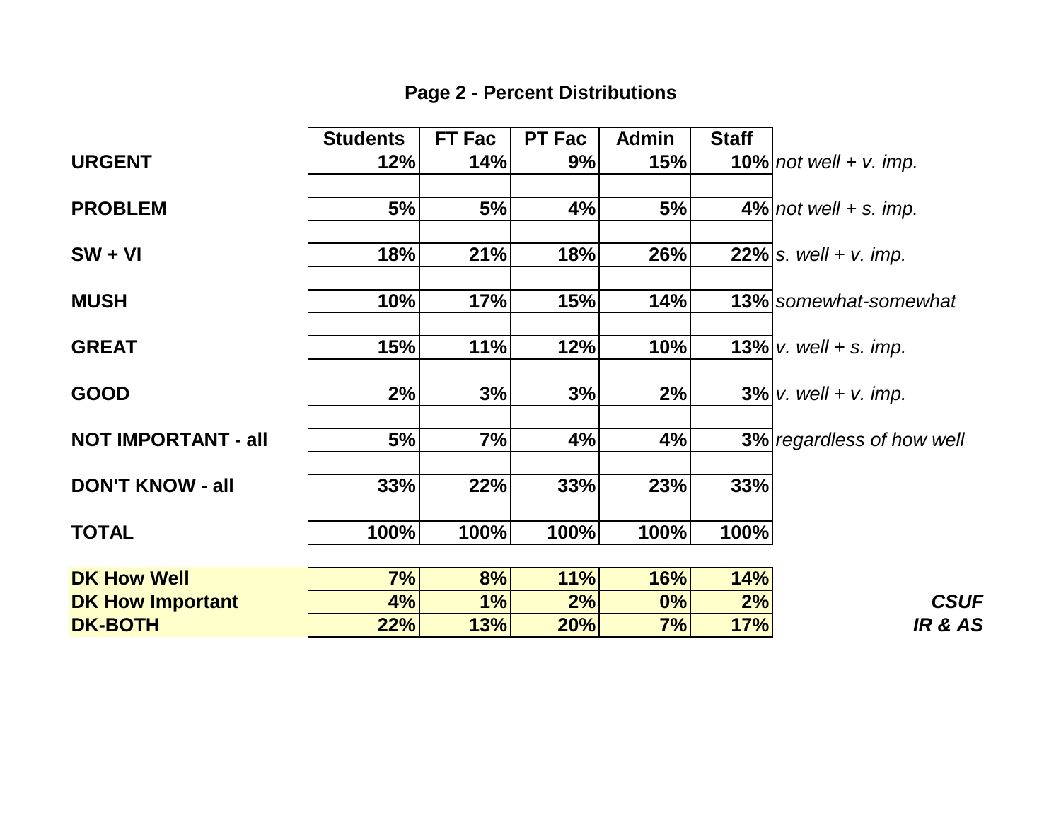# Page 2 - Percent Distributions

| | Students | FT Fac | PT Fac | Admin | Staff | |
|---|---|---|---|---|---|---|
| **URGENT** | 12% | 14% | 9% | 15% | 10% | *not well + v. imp.* |
| **PROBLEM** | 5% | 5% | 4% | 5% | 4% | *not well + s. imp.* |
| **SW + VI** | 18% | 21% | 18% | 26% | 22% | *s. well + v. imp.* |
| **MUSH** | 10% | 17% | 15% | 14% | 13% | *somewhat-somewhat* |
| **GREAT** | 15% | 11% | 12% | 10% | 13% | *v. well + s. imp.* |
| **GOOD** | 2% | 3% | 3% | 2% | 3% | *v. well + v. imp.* |
| **NOT IMPORTANT - all** | 5% | 7% | 4% | 4% | 3% | *regardless of how well* |
| **DON'T KNOW - all** | 33% | 22% | 33% | 23% | 33% | |
| **TOTAL** | 100% | 100% | 100% | 100% | 100% | |

| | Students | FT Fac | PT Fac | Admin | Staff |
|---|---|---|---|---|---|
| **DK How Well** | 7% | 8% | 11% | 16% | 14% |
| **DK How Important** | 4% | 1% | 2% | 0% | 2% |
| **DK-BOTH** | 22% | 13% | 20% | 7% | 17% |

***CSUF***
***IR & AS***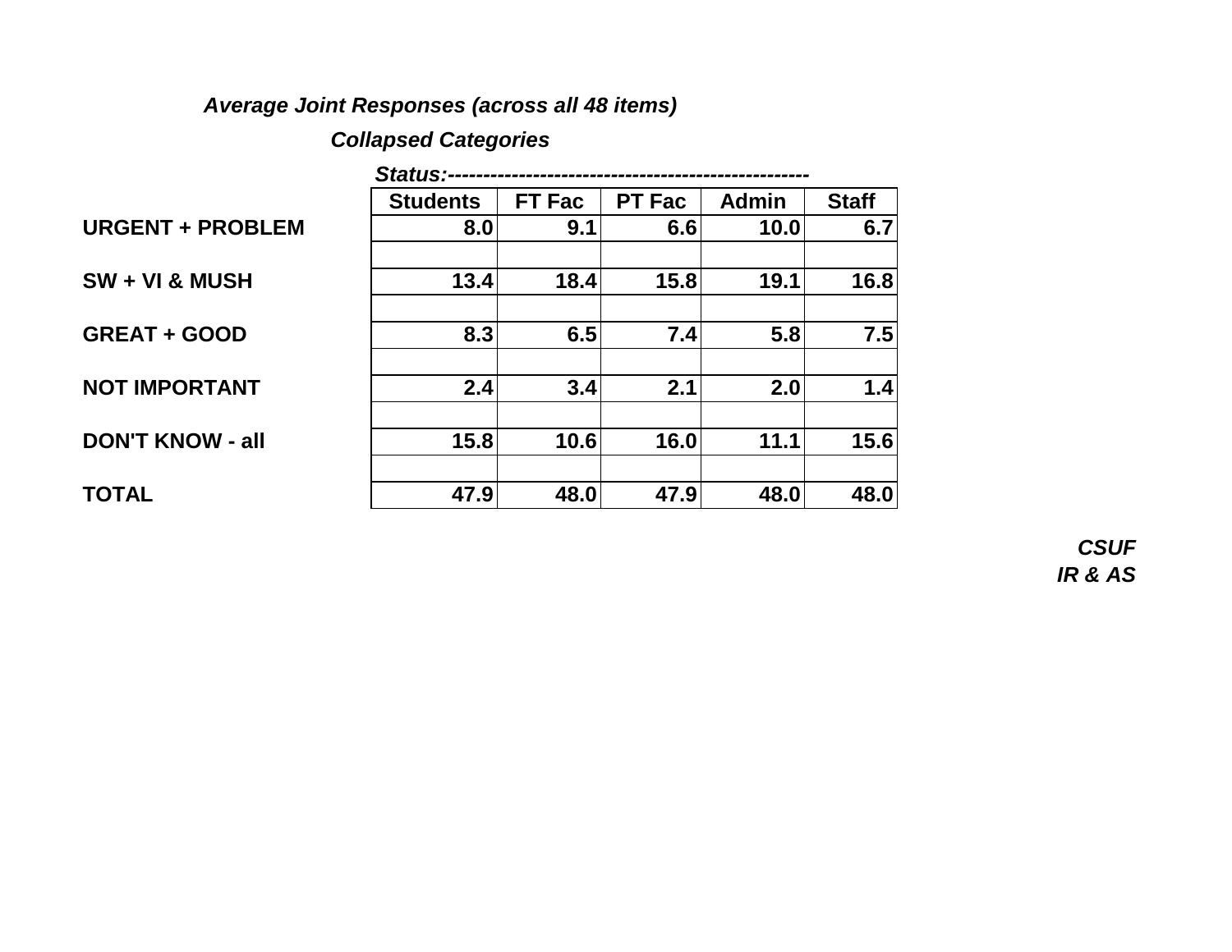*Average Joint Responses (across all 48 items)*

*Collapsed Categories*

| | Status: | | | | |
|---|---|---|---|---|---|
| | **Students** | **FT Fac** | **PT Fac** | **Admin** | **Staff** |
| **URGENT + PROBLEM** | **8.0** | **9.1** | **6.6** | **10.0** | **6.7** |
| **SW + VI & MUSH** | **13.4** | **18.4** | **15.8** | **19.1** | **16.8** |
| **GREAT + GOOD** | **8.3** | **6.5** | **7.4** | **5.8** | **7.5** |
| **NOT IMPORTANT** | **2.4** | **3.4** | **2.1** | **2.0** | **1.4** |
| **DON'T KNOW - all** | **15.8** | **10.6** | **16.0** | **11.1** | **15.6** |
| **TOTAL** | **47.9** | **48.0** | **47.9** | **48.0** | **48.0** |

***CSUF***
***IR & AS***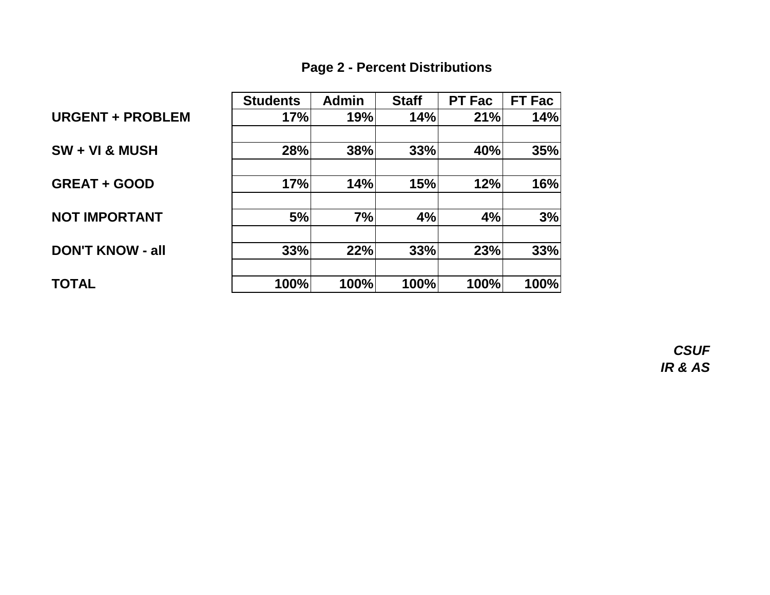## Page 2 - Percent Distributions

| | Students | Admin | Staff | PT Fac | FT Fac |
|---|---|---|---|---|---|
| **URGENT + PROBLEM** | 17% | 19% | 14% | 21% | 14% |
| **SW + VI & MUSH** | 28% | 38% | 33% | 40% | 35% |
| **GREAT + GOOD** | 17% | 14% | 15% | 12% | 16% |
| **NOT IMPORTANT** | 5% | 7% | 4% | 4% | 3% |
| **DON'T KNOW - all** | 33% | 22% | 33% | 23% | 33% |
| **TOTAL** | 100% | 100% | 100% | 100% | 100% |

***CSUF***
***IR & AS***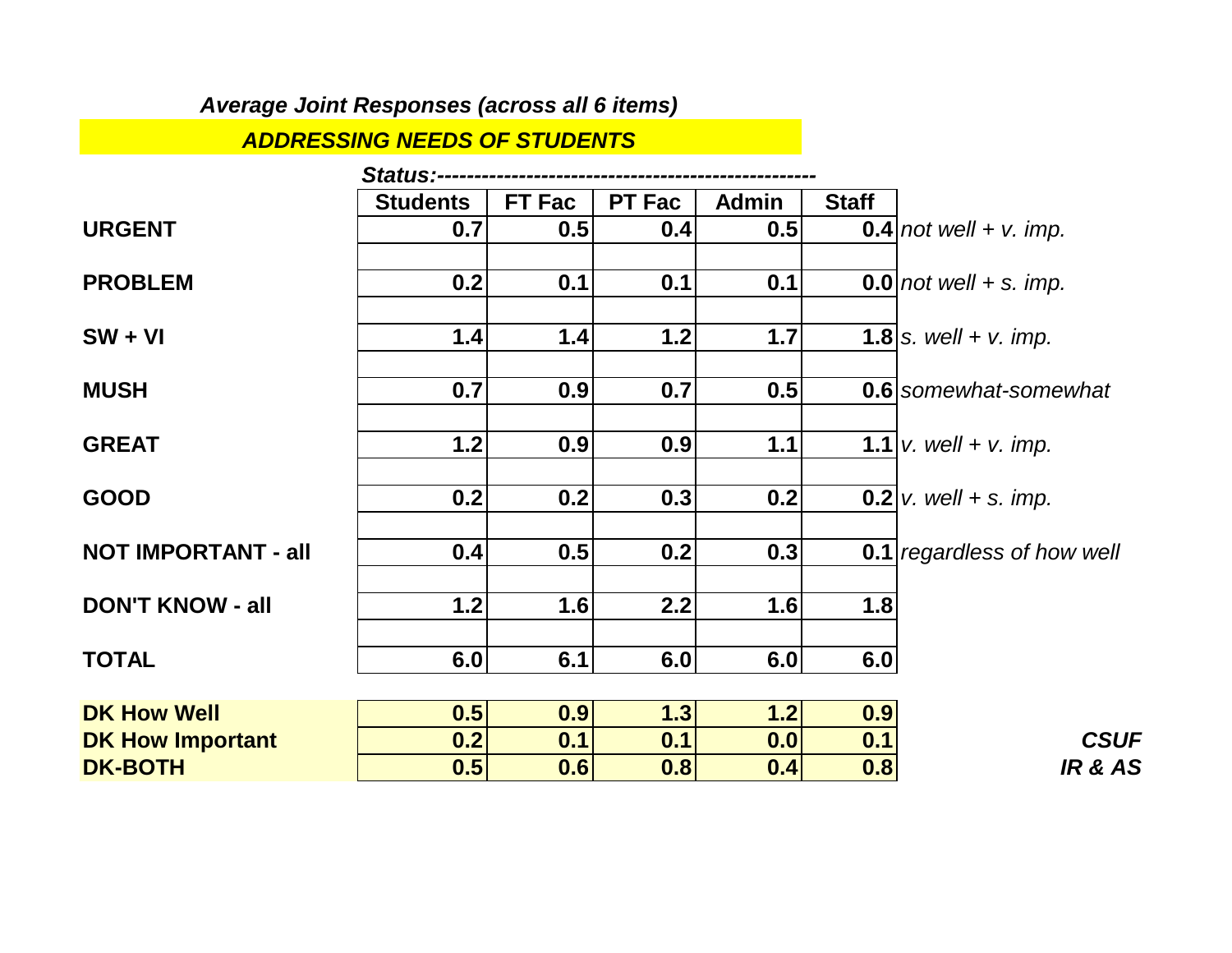***Average Joint Responses (across all 6 items)***

## ***ADDRESSING NEEDS OF STUDENTS***

| | *Status:* | | | | | |
|---|---|---|---|---|---|---|
| | **Students** | **FT Fac** | **PT Fac** | **Admin** | **Staff** | |
| **URGENT** | **0.7** | **0.5** | **0.4** | **0.5** | **0.4** | *not well + v. imp.* |
| **PROBLEM** | **0.2** | **0.1** | **0.1** | **0.1** | **0.0** | *not well + s. imp.* |
| **SW + VI** | **1.4** | **1.4** | **1.2** | **1.7** | **1.8** | *s. well + v. imp.* |
| **MUSH** | **0.7** | **0.9** | **0.7** | **0.5** | **0.6** | *somewhat-somewhat* |
| **GREAT** | **1.2** | **0.9** | **0.9** | **1.1** | **1.1** | *v. well + v. imp.* |
| **GOOD** | **0.2** | **0.2** | **0.3** | **0.2** | **0.2** | *v. well + s. imp.* |
| **NOT IMPORTANT - all** | **0.4** | **0.5** | **0.2** | **0.3** | **0.1** | *regardless of how well* |
| **DON'T KNOW - all** | **1.2** | **1.6** | **2.2** | **1.6** | **1.8** | |
| **TOTAL** | **6.0** | **6.1** | **6.0** | **6.0** | **6.0** | |
| **DK How Well** | **0.5** | **0.9** | **1.3** | **1.2** | **0.9** | |
| **DK How Important** | **0.2** | **0.1** | **0.1** | **0.0** | **0.1** | |
| **DK-BOTH** | **0.5** | **0.6** | **0.8** | **0.4** | **0.8** | |

***CSUF***
***IR & AS***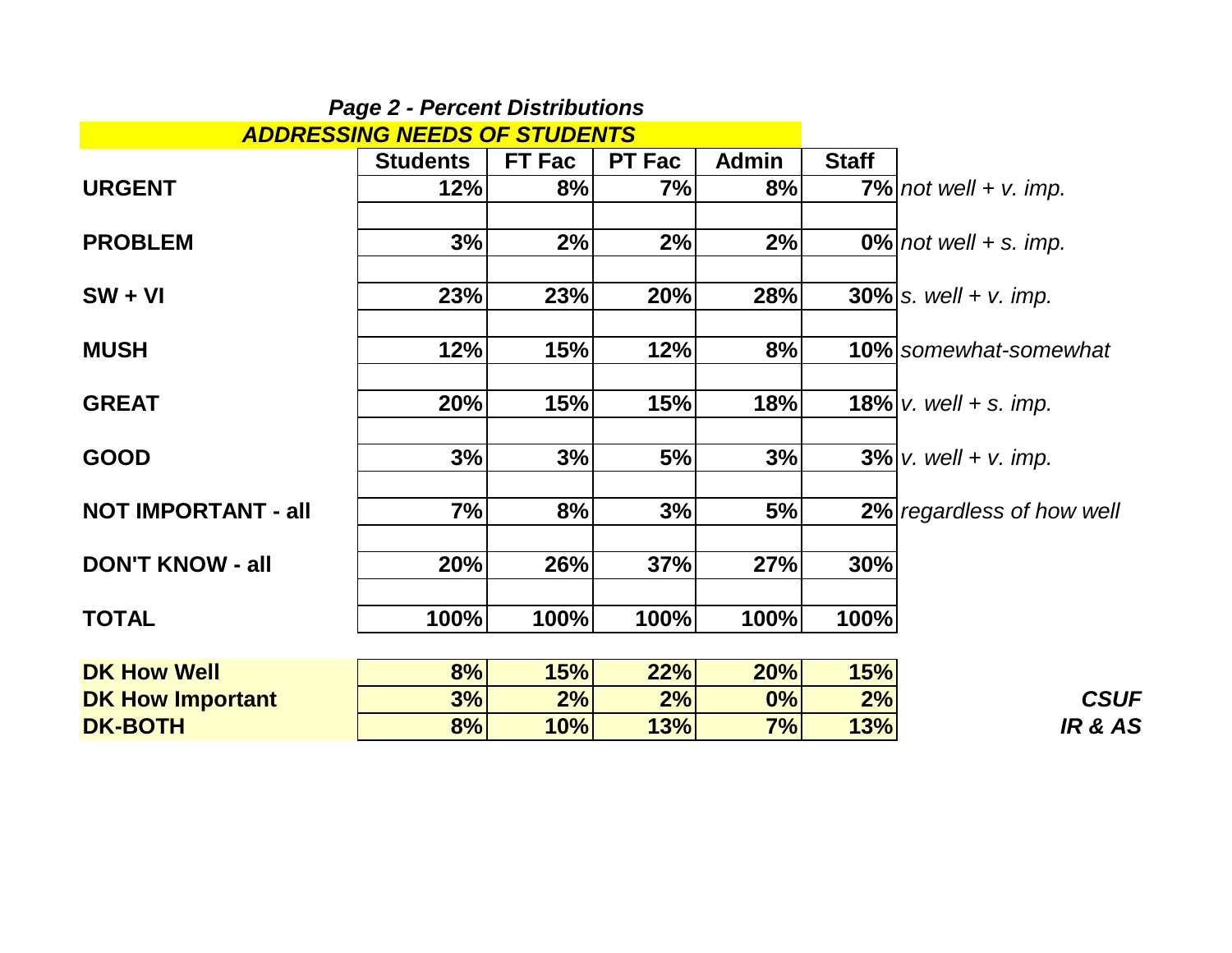### *Page 2 - Percent Distributions*

## *ADDRESSING NEEDS OF STUDENTS*

| | Students | FT Fac | PT Fac | Admin | Staff | |
|---|---|---|---|---|---|---|
| **URGENT** | 12% | 8% | 7% | 8% | 7% | *not well + v. imp.* |
| **PROBLEM** | 3% | 2% | 2% | 2% | 0% | *not well + s. imp.* |
| **SW + VI** | 23% | 23% | 20% | 28% | 30% | *s. well + v. imp.* |
| **MUSH** | 12% | 15% | 12% | 8% | 10% | *somewhat-somewhat* |
| **GREAT** | 20% | 15% | 15% | 18% | 18% | *v. well + s. imp.* |
| **GOOD** | 3% | 3% | 5% | 3% | 3% | *v. well + v. imp.* |
| **NOT IMPORTANT - all** | 7% | 8% | 3% | 5% | 2% | *regardless of how well* |
| **DON'T KNOW - all** | 20% | 26% | 37% | 27% | 30% | |
| **TOTAL** | 100% | 100% | 100% | 100% | 100% | |

| | Students | FT Fac | PT Fac | Admin | Staff |
|---|---|---|---|---|---|
| **DK How Well** | 8% | 15% | 22% | 20% | 15% |
| **DK How Important** | 3% | 2% | 2% | 0% | 2% |
| **DK-BOTH** | 8% | 10% | 13% | 7% | 13% |

***CSUF***
***IR & AS***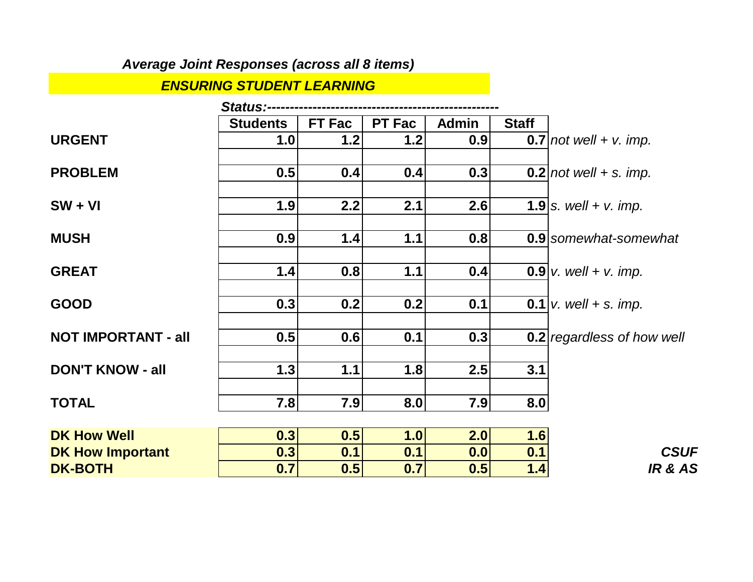*Average Joint Responses (across all 8 items)*

***ENSURING STUDENT LEARNING***

***Status:---------------------------------------------------***

| | Students | FT Fac | PT Fac | Admin | Staff | |
|---|---|---|---|---|---|---|
| **URGENT** | **1.0** | **1.2** | **1.2** | **0.9** | **0.7** | *not well + v. imp.* |
| **PROBLEM** | **0.5** | **0.4** | **0.4** | **0.3** | **0.2** | *not well + s. imp.* |
| **SW + VI** | **1.9** | **2.2** | **2.1** | **2.6** | **1.9** | *s. well + v. imp.* |
| **MUSH** | **0.9** | **1.4** | **1.1** | **0.8** | **0.9** | *somewhat-somewhat* |
| **GREAT** | **1.4** | **0.8** | **1.1** | **0.4** | **0.9** | *v. well + v. imp.* |
| **GOOD** | **0.3** | **0.2** | **0.2** | **0.1** | **0.1** | *v. well + s. imp.* |
| **NOT IMPORTANT - all** | **0.5** | **0.6** | **0.1** | **0.3** | **0.2** | *regardless of how well* |
| **DON'T KNOW - all** | **1.3** | **1.1** | **1.8** | **2.5** | **3.1** | |
| **TOTAL** | **7.8** | **7.9** | **8.0** | **7.9** | **8.0** | |

| | Students | FT Fac | PT Fac | Admin | Staff |
|---|---|---|---|---|---|
| **DK How Well** | **0.3** | **0.5** | **1.0** | **2.0** | **1.6** |
| **DK How Important** | **0.3** | **0.1** | **0.1** | **0.0** | **0.1** |
| **DK-BOTH** | **0.7** | **0.5** | **0.7** | **0.5** | **1.4** |

***CSUF***
***IR & AS***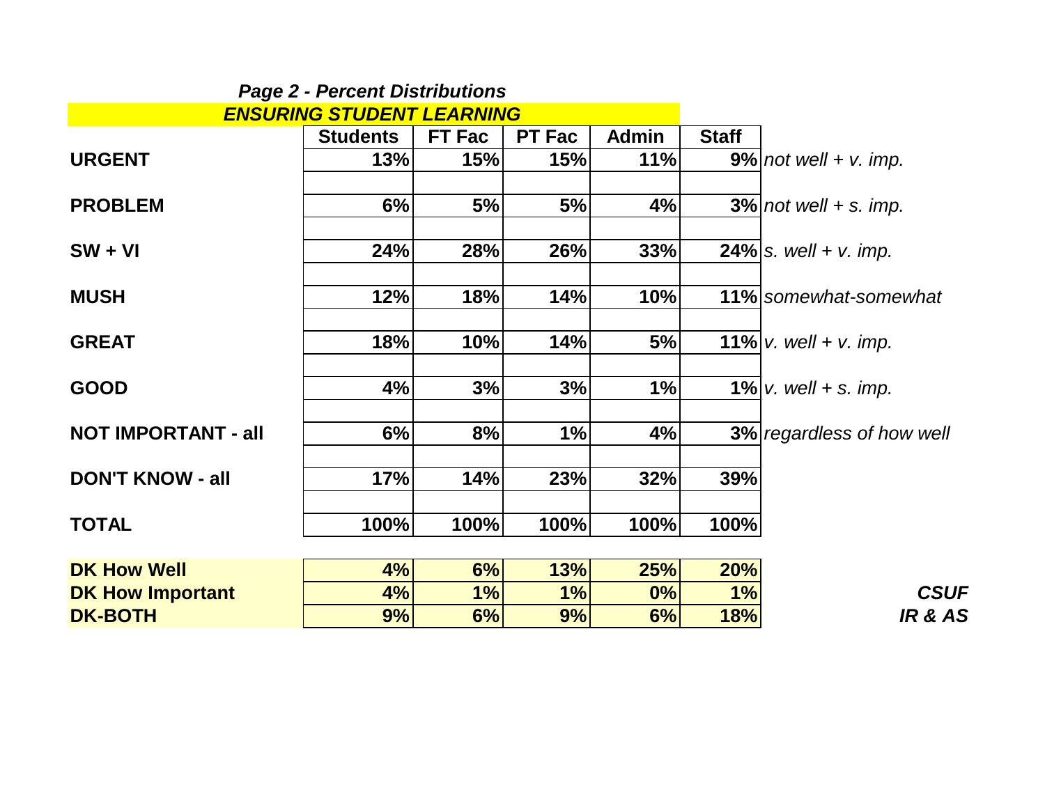### *Page 2 - Percent Distributions*

## *ENSURING STUDENT LEARNING*

| | Students | FT Fac | PT Fac | Admin | Staff | |
|---|---|---|---|---|---|---|
| **URGENT** | **13%** | **15%** | **15%** | **11%** | **9%** | *not well + v. imp.* |
| **PROBLEM** | **6%** | **5%** | **5%** | **4%** | **3%** | *not well + s. imp.* |
| **SW + VI** | **24%** | **28%** | **26%** | **33%** | **24%** | *s. well + v. imp.* |
| **MUSH** | **12%** | **18%** | **14%** | **10%** | **11%** | *somewhat-somewhat* |
| **GREAT** | **18%** | **10%** | **14%** | **5%** | **11%** | *v. well + v. imp.* |
| **GOOD** | **4%** | **3%** | **3%** | **1%** | **1%** | *v. well + s. imp.* |
| **NOT IMPORTANT - all** | **6%** | **8%** | **1%** | **4%** | **3%** | *regardless of how well* |
| **DON'T KNOW - all** | **17%** | **14%** | **23%** | **32%** | **39%** | |
| **TOTAL** | **100%** | **100%** | **100%** | **100%** | **100%** | |

| | Students | FT Fac | PT Fac | Admin | Staff |
|---|---|---|---|---|---|
| **DK How Well** | **4%** | **6%** | **13%** | **25%** | **20%** |
| **DK How Important** | **4%** | **1%** | **1%** | **0%** | **1%** |
| **DK-BOTH** | **9%** | **6%** | **9%** | **6%** | **18%** |

***CSUF***
***IR & AS***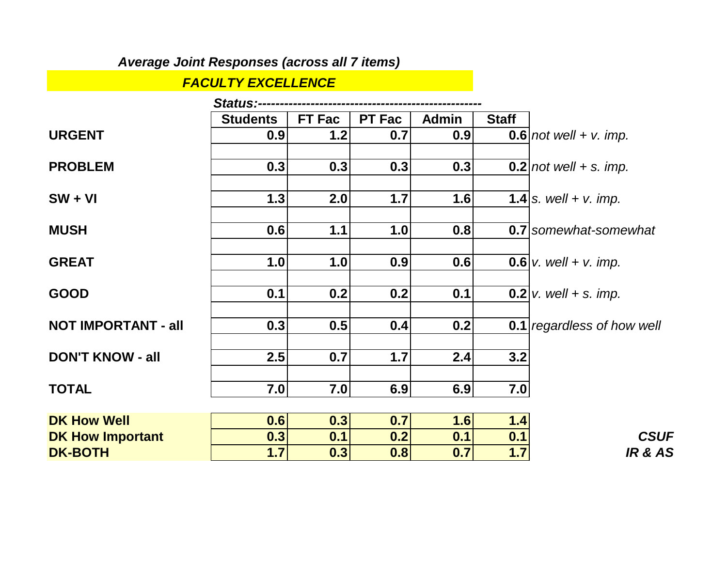*Average Joint Responses (across all 7 items)*

***FACULTY EXCELLENCE***

| | *Status:* | | | | | |
|---|---|---|---|---|---|---|
| | **Students** | **FT Fac** | **PT Fac** | **Admin** | **Staff** | |
| **URGENT** | **0.9** | **1.2** | **0.7** | **0.9** | **0.6** | *not well + v. imp.* |
| **PROBLEM** | **0.3** | **0.3** | **0.3** | **0.3** | **0.2** | *not well + s. imp.* |
| **SW + VI** | **1.3** | **2.0** | **1.7** | **1.6** | **1.4** | *s. well + v. imp.* |
| **MUSH** | **0.6** | **1.1** | **1.0** | **0.8** | **0.7** | *somewhat-somewhat* |
| **GREAT** | **1.0** | **1.0** | **0.9** | **0.6** | **0.6** | *v. well + v. imp.* |
| **GOOD** | **0.1** | **0.2** | **0.2** | **0.1** | **0.2** | *v. well + s. imp.* |
| **NOT IMPORTANT - all** | **0.3** | **0.5** | **0.4** | **0.2** | **0.1** | *regardless of how well* |
| **DON'T KNOW - all** | **2.5** | **0.7** | **1.7** | **2.4** | **3.2** | |
| **TOTAL** | **7.0** | **7.0** | **6.9** | **6.9** | **7.0** | |
| **DK How Well** | **0.6** | **0.3** | **0.7** | **1.6** | **1.4** | |
| **DK How Important** | **0.3** | **0.1** | **0.2** | **0.1** | **0.1** | |
| **DK-BOTH** | **1.7** | **0.3** | **0.8** | **0.7** | **1.7** | |

***CSUF***
***IR & AS***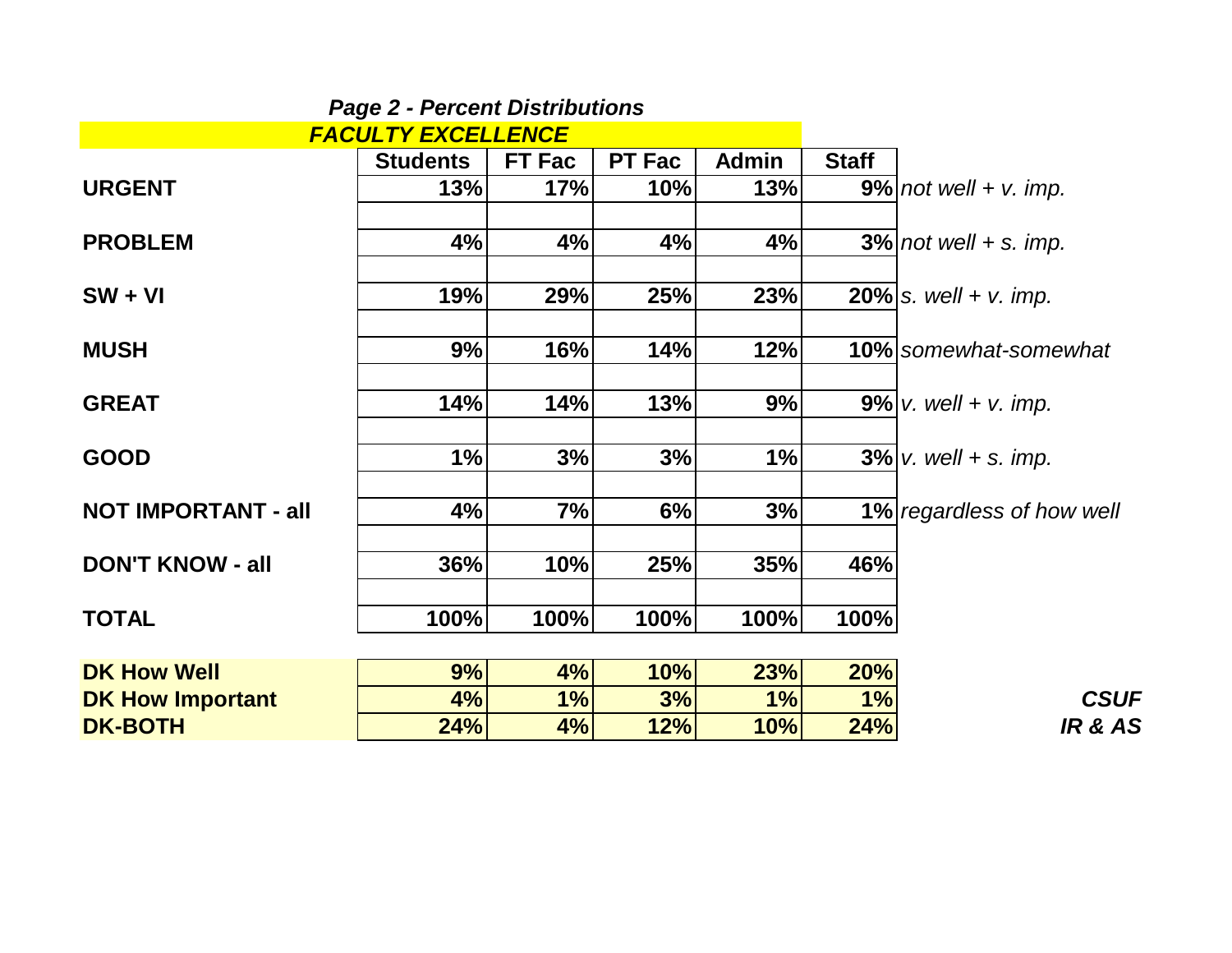### *Page 2 - Percent Distributions*

## *FACULTY EXCELLENCE*

| | Students | FT Fac | PT Fac | Admin | Staff | |
|---|---|---|---|---|---|---|
| **URGENT** | **13%** | **17%** | **10%** | **13%** | **9%** | *not well + v. imp.* |
| **PROBLEM** | **4%** | **4%** | **4%** | **4%** | **3%** | *not well + s. imp.* |
| **SW + VI** | **19%** | **29%** | **25%** | **23%** | **20%** | *s. well + v. imp.* |
| **MUSH** | **9%** | **16%** | **14%** | **12%** | **10%** | *somewhat-somewhat* |
| **GREAT** | **14%** | **14%** | **13%** | **9%** | **9%** | *v. well + v. imp.* |
| **GOOD** | **1%** | **3%** | **3%** | **1%** | **3%** | *v. well + s. imp.* |
| **NOT IMPORTANT - all** | **4%** | **7%** | **6%** | **3%** | **1%** | *regardless of how well* |
| **DON'T KNOW - all** | **36%** | **10%** | **25%** | **35%** | **46%** | |
| **TOTAL** | **100%** | **100%** | **100%** | **100%** | **100%** | |
| **DK How Well** | **9%** | **4%** | **10%** | **23%** | **20%** | |
| **DK How Important** | **4%** | **1%** | **3%** | **1%** | **1%** | |
| **DK-BOTH** | **24%** | **4%** | **12%** | **10%** | **24%** | |

***CSUF***
***IR & AS***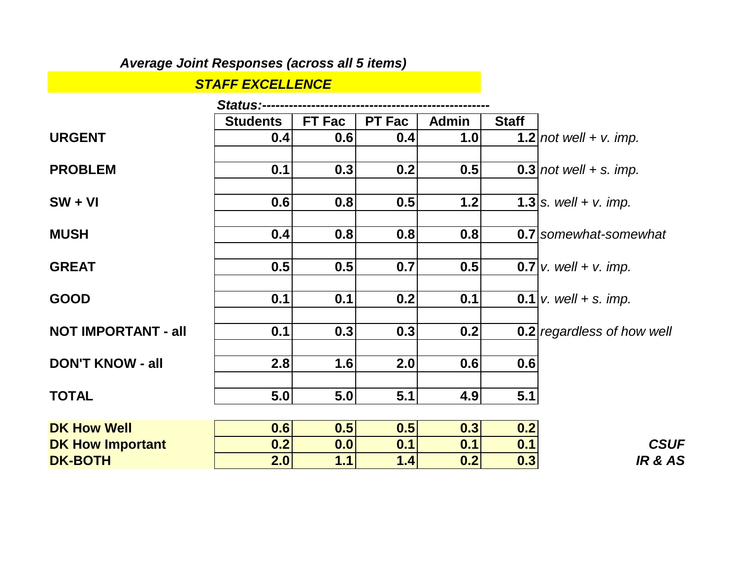***Average Joint Responses (across all 5 items)***

***STAFF EXCELLENCE***

***Status:---------------------------------------------------***

| | Students | FT Fac | PT Fac | Admin | Staff | |
|---|---|---|---|---|---|---|
| **URGENT** | **0.4** | **0.6** | **0.4** | **1.0** | **1.2** | *not well + v. imp.* |
| **PROBLEM** | **0.1** | **0.3** | **0.2** | **0.5** | **0.3** | *not well + s. imp.* |
| **SW + VI** | **0.6** | **0.8** | **0.5** | **1.2** | **1.3** | *s. well + v. imp.* |
| **MUSH** | **0.4** | **0.8** | **0.8** | **0.8** | **0.7** | *somewhat-somewhat* |
| **GREAT** | **0.5** | **0.5** | **0.7** | **0.5** | **0.7** | *v. well + v. imp.* |
| **GOOD** | **0.1** | **0.1** | **0.2** | **0.1** | **0.1** | *v. well + s. imp.* |
| **NOT IMPORTANT - all** | **0.1** | **0.3** | **0.3** | **0.2** | **0.2** | *regardless of how well* |
| **DON'T KNOW - all** | **2.8** | **1.6** | **2.0** | **0.6** | **0.6** | |
| **TOTAL** | **5.0** | **5.0** | **5.1** | **4.9** | **5.1** | |

| | | | | | |
|---|---|---|---|---|---|
| **DK How Well** | **0.6** | **0.5** | **0.5** | **0.3** | **0.2** |
| **DK How Important** | **0.2** | **0.0** | **0.1** | **0.1** | **0.1** |
| **DK-BOTH** | **2.0** | **1.1** | **1.4** | **0.2** | **0.3** |

***CSUF***
***IR & AS***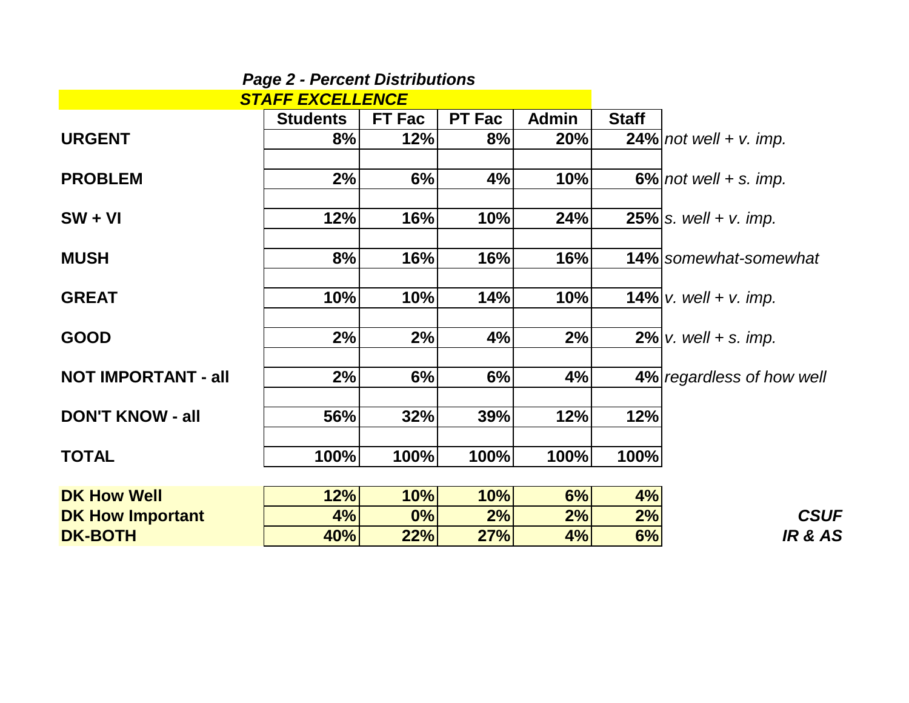### *Page 2 - Percent Distributions*

#### ***STAFF EXCELLENCE***

| | Students | FT Fac | PT Fac | Admin | Staff | |
|---|---|---|---|---|---|---|
| **URGENT** | **8%** | **12%** | **8%** | **20%** | **24%** | *not well + v. imp.* |
| **PROBLEM** | **2%** | **6%** | **4%** | **10%** | **6%** | *not well + s. imp.* |
| **SW + VI** | **12%** | **16%** | **10%** | **24%** | **25%** | *s. well + v. imp.* |
| **MUSH** | **8%** | **16%** | **16%** | **16%** | **14%** | *somewhat-somewhat* |
| **GREAT** | **10%** | **10%** | **14%** | **10%** | **14%** | *v. well + v. imp.* |
| **GOOD** | **2%** | **2%** | **4%** | **2%** | **2%** | *v. well + s. imp.* |
| **NOT IMPORTANT - all** | **2%** | **6%** | **6%** | **4%** | **4%** | *regardless of how well* |
| **DON'T KNOW - all** | **56%** | **32%** | **39%** | **12%** | **12%** | |
| **TOTAL** | **100%** | **100%** | **100%** | **100%** | **100%** | |
| **DK How Well** | **12%** | **10%** | **10%** | **6%** | **4%** | |
| **DK How Important** | **4%** | **0%** | **2%** | **2%** | **2%** | |
| **DK-BOTH** | **40%** | **22%** | **27%** | **4%** | **6%** | |

***CSUF***
***IR & AS***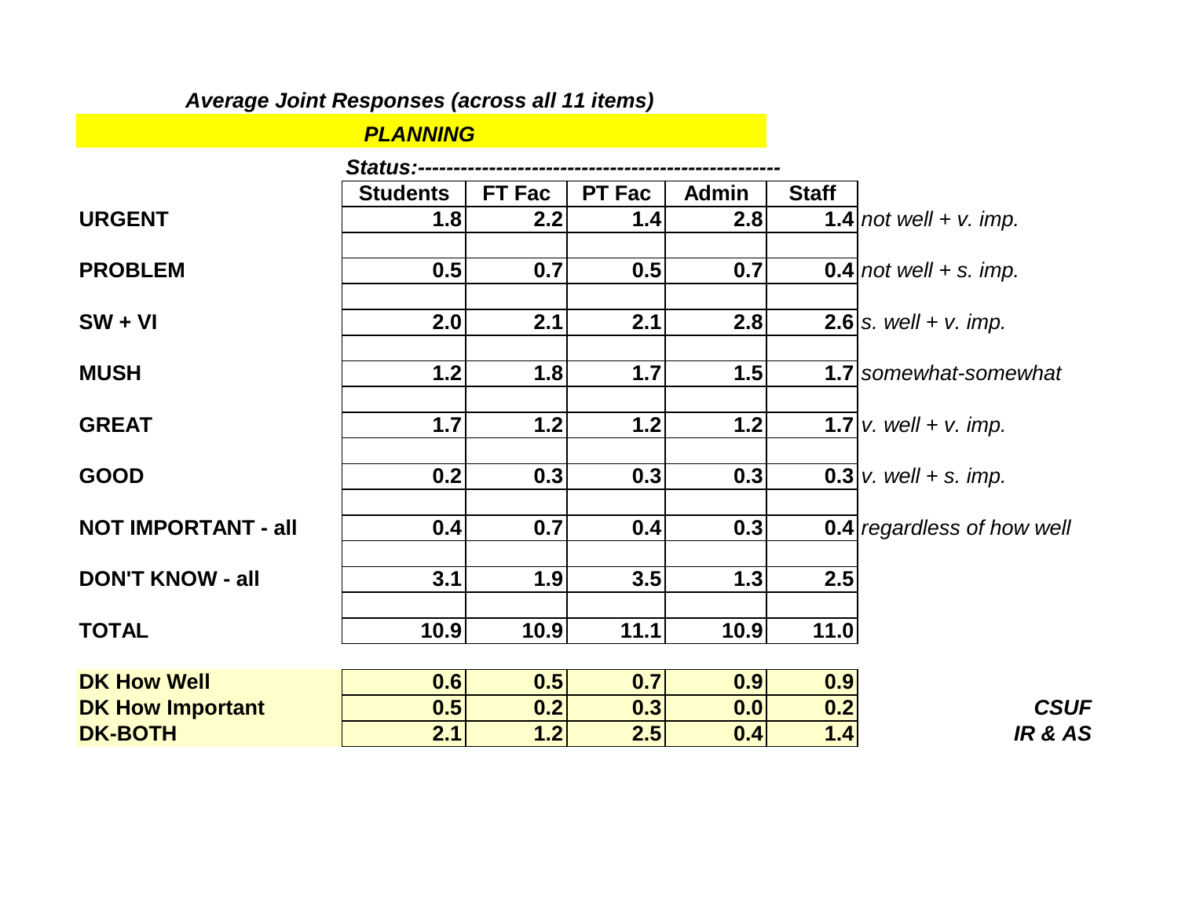### *Average Joint Responses (across all 11 items)*

## ***PLANNING***

***Status:---------------------------------------------------***

| | Students | FT Fac | PT Fac | Admin | Staff | |
|---|---|---|---|---|---|---|
| **URGENT** | **1.8** | **2.2** | **1.4** | **2.8** | **1.4** | *not well + v. imp.* |
| **PROBLEM** | **0.5** | **0.7** | **0.5** | **0.7** | **0.4** | *not well + s. imp.* |
| **SW + VI** | **2.0** | **2.1** | **2.1** | **2.8** | **2.6** | *s. well + v. imp.* |
| **MUSH** | **1.2** | **1.8** | **1.7** | **1.5** | **1.7** | *somewhat-somewhat* |
| **GREAT** | **1.7** | **1.2** | **1.2** | **1.2** | **1.7** | *v. well + v. imp.* |
| **GOOD** | **0.2** | **0.3** | **0.3** | **0.3** | **0.3** | *v. well + s. imp.* |
| **NOT IMPORTANT - all** | **0.4** | **0.7** | **0.4** | **0.3** | **0.4** | *regardless of how well* |
| **DON'T KNOW - all** | **3.1** | **1.9** | **3.5** | **1.3** | **2.5** | |
| **TOTAL** | **10.9** | **10.9** | **11.1** | **10.9** | **11.0** | |
| **DK How Well** | **0.6** | **0.5** | **0.7** | **0.9** | **0.9** | |
| **DK How Important** | **0.5** | **0.2** | **0.3** | **0.0** | **0.2** | |
| **DK-BOTH** | **2.1** | **1.2** | **2.5** | **0.4** | **1.4** | |

***CSUF***
***IR & AS***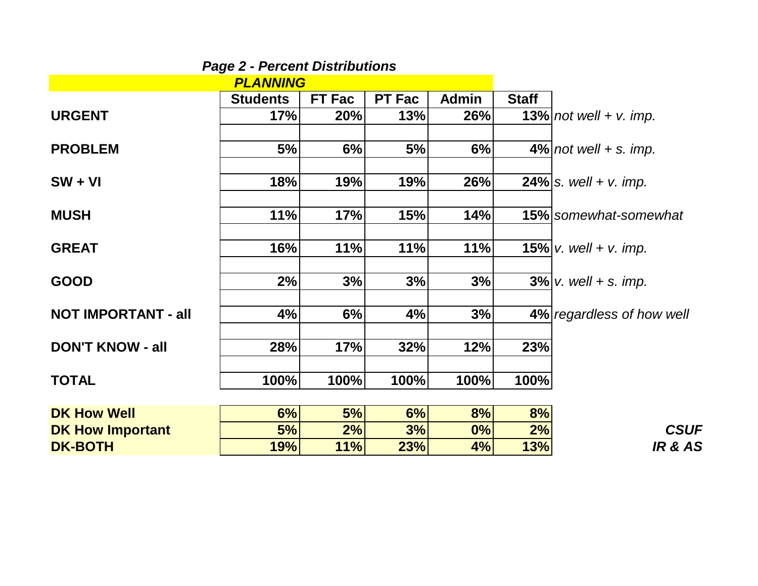### *Page 2 - Percent Distributions*

***PLANNING***

| | Students | FT Fac | PT Fac | Admin | Staff | |
|---|---|---|---|---|---|---|
| **URGENT** | **17%** | **20%** | **13%** | **26%** | **13%** | *not well + v. imp.* |
| **PROBLEM** | **5%** | **6%** | **5%** | **6%** | **4%** | *not well + s. imp.* |
| **SW + VI** | **18%** | **19%** | **19%** | **26%** | **24%** | *s. well + v. imp.* |
| **MUSH** | **11%** | **17%** | **15%** | **14%** | **15%** | *somewhat-somewhat* |
| **GREAT** | **16%** | **11%** | **11%** | **11%** | **15%** | *v. well + v. imp.* |
| **GOOD** | **2%** | **3%** | **3%** | **3%** | **3%** | *v. well + s. imp.* |
| **NOT IMPORTANT - all** | **4%** | **6%** | **4%** | **3%** | **4%** | *regardless of how well* |
| **DON'T KNOW - all** | **28%** | **17%** | **32%** | **12%** | **23%** | |
| **TOTAL** | **100%** | **100%** | **100%** | **100%** | **100%** | |
| **DK How Well** | **6%** | **5%** | **6%** | **8%** | **8%** | |
| **DK How Important** | **5%** | **2%** | **3%** | **0%** | **2%** | |
| **DK-BOTH** | **19%** | **11%** | **23%** | **4%** | **13%** | |

***CSUF***
***IR & AS***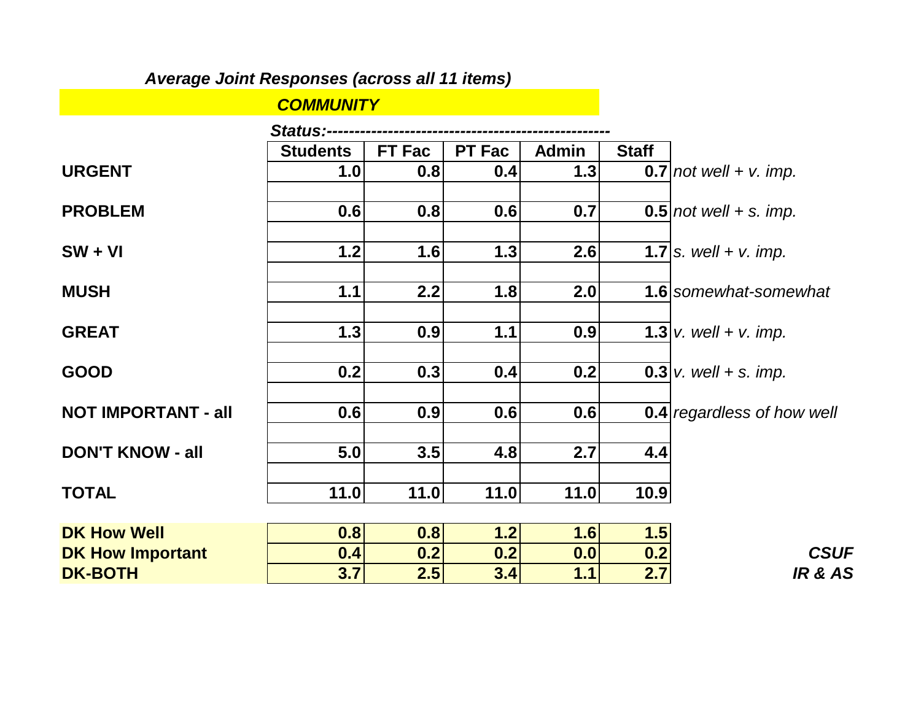***Average Joint Responses (across all 11 items)***

***COMMUNITY***

***Status:***

| | Students | FT Fac | PT Fac | Admin | Staff | |
|---|---|---|---|---|---|---|
| **URGENT** | **1.0** | **0.8** | **0.4** | **1.3** | **0.7** | *not well + v. imp.* |
| **PROBLEM** | **0.6** | **0.8** | **0.6** | **0.7** | **0.5** | *not well + s. imp.* |
| **SW + VI** | **1.2** | **1.6** | **1.3** | **2.6** | **1.7** | *s. well + v. imp.* |
| **MUSH** | **1.1** | **2.2** | **1.8** | **2.0** | **1.6** | *somewhat-somewhat* |
| **GREAT** | **1.3** | **0.9** | **1.1** | **0.9** | **1.3** | *v. well + v. imp.* |
| **GOOD** | **0.2** | **0.3** | **0.4** | **0.2** | **0.3** | *v. well + s. imp.* |
| **NOT IMPORTANT - all** | **0.6** | **0.9** | **0.6** | **0.6** | **0.4** | *regardless of how well* |
| **DON'T KNOW - all** | **5.0** | **3.5** | **4.8** | **2.7** | **4.4** | |
| **TOTAL** | **11.0** | **11.0** | **11.0** | **11.0** | **10.9** | |

| | Students | FT Fac | PT Fac | Admin | Staff |
|---|---|---|---|---|---|
| **DK How Well** | **0.8** | **0.8** | **1.2** | **1.6** | **1.5** |
| **DK How Important** | **0.4** | **0.2** | **0.2** | **0.0** | **0.2** |
| **DK-BOTH** | **3.7** | **2.5** | **3.4** | **1.1** | **2.7** |

***CSUF***
***IR & AS***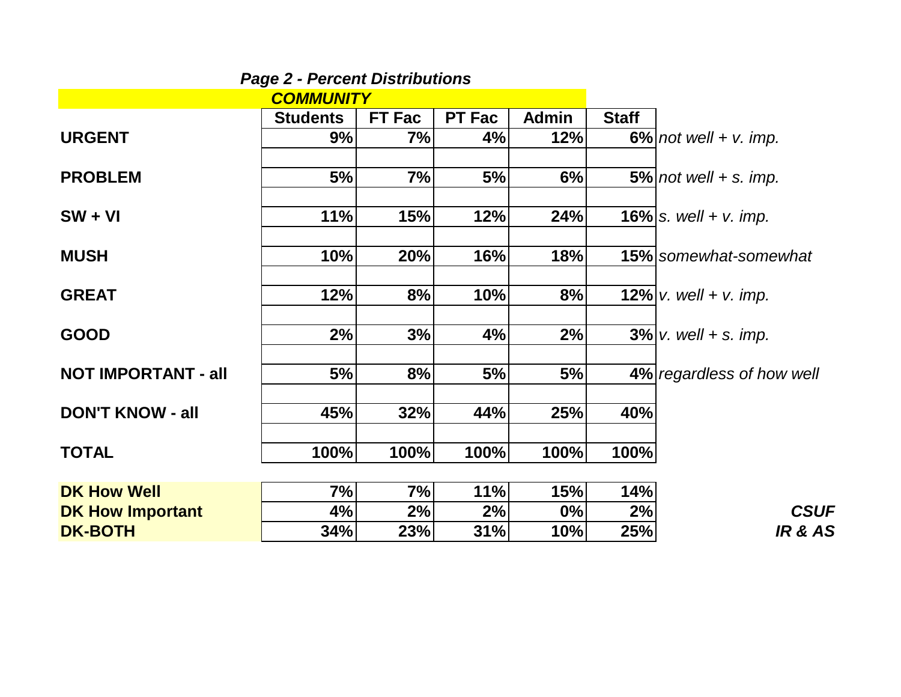### *Page 2 - Percent Distributions*

| *COMMUNITY* | Students | FT Fac | PT Fac | Admin | Staff | |
|---|---|---|---|---|---|---|
| **URGENT** | 9% | 7% | 4% | 12% | 6% | *not well + v. imp.* |
| **PROBLEM** | 5% | 7% | 5% | 6% | 5% | *not well + s. imp.* |
| **SW + VI** | 11% | 15% | 12% | 24% | 16% | *s. well + v. imp.* |
| **MUSH** | 10% | 20% | 16% | 18% | 15% | *somewhat-somewhat* |
| **GREAT** | 12% | 8% | 10% | 8% | 12% | *v. well + v. imp.* |
| **GOOD** | 2% | 3% | 4% | 2% | 3% | *v. well + s. imp.* |
| **NOT IMPORTANT - all** | 5% | 8% | 5% | 5% | 4% | *regardless of how well* |
| **DON'T KNOW - all** | 45% | 32% | 44% | 25% | 40% | |
| **TOTAL** | 100% | 100% | 100% | 100% | 100% | |

| | | | | | |
|---|---|---|---|---|---|
| **DK How Well** | 7% | 7% | 11% | 15% | 14% |
| **DK How Important** | 4% | 2% | 2% | 0% | 2% |
| **DK-BOTH** | 34% | 23% | 31% | 10% | 25% |

***CSUF***
***IR & AS***